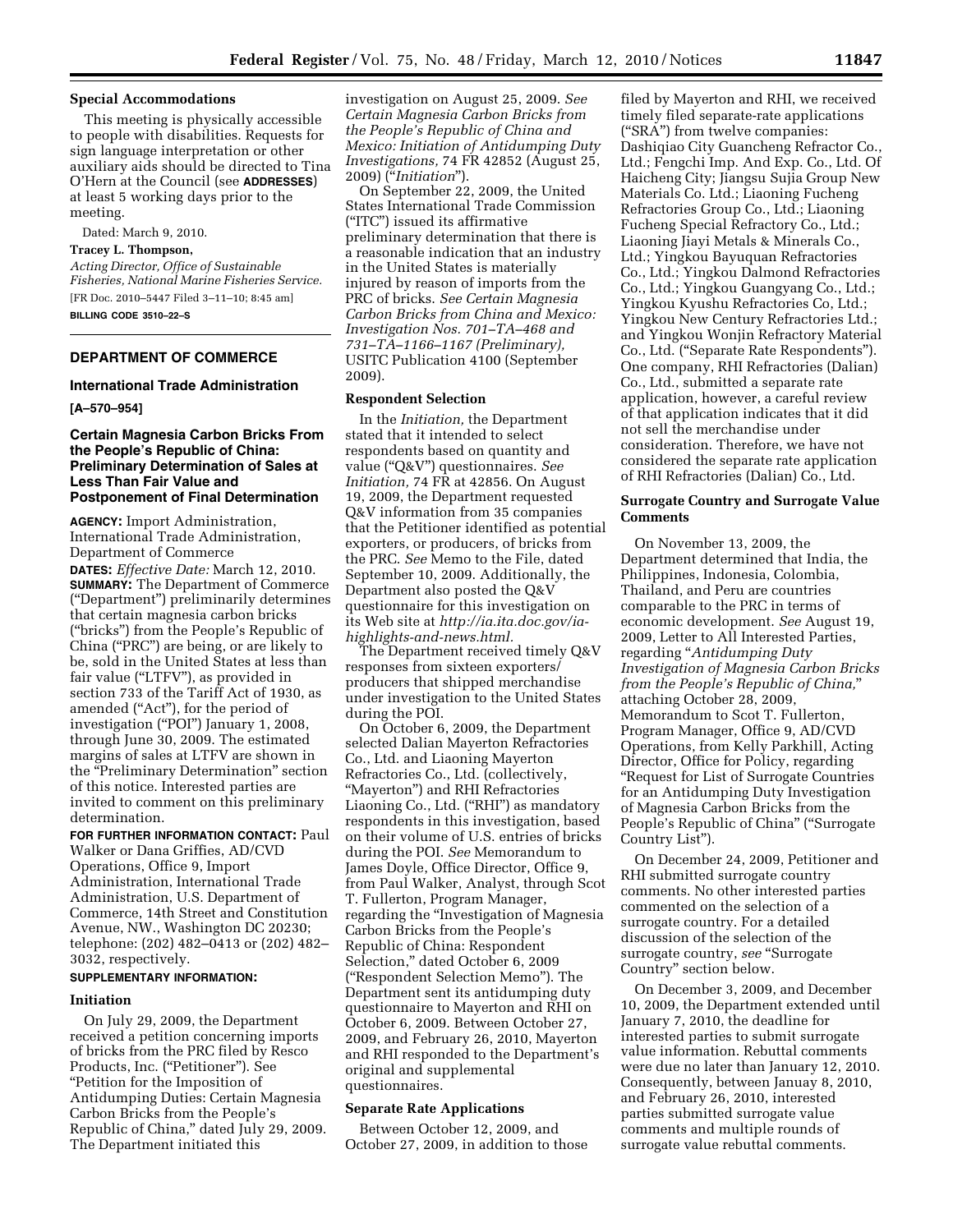**Special Accommodations**

This meeting is physically accessible to people with disabilities. Requests for sign language interpretation or other auxiliary aids should be directed to Tina O'Hern at the Council (see **ADDRESSES**) at least 5 working days prior to the meeting.

Dated: March 9, 2010.

**Tracey L. Thompson,**

*Acting Director, Office of Sustainable Fisheries, National Marine Fisheries Service.*

[FR Doc. 2010–5447 Filed 3–11–10; 8:45 am]

**BILLING CODE 3510–22–S**

---

## DEPARTMENT OF COMMERCE

### International Trade Administration

**[A–570–954]**

### Certain Magnesia Carbon Bricks From the People's Republic of China: Preliminary Determination of Sales at Less Than Fair Value and Postponement of Final Determination

**AGENCY:** Import Administration, International Trade Administration, Department of Commerce

**DATES:** *Effective Date:* March 12, 2010.

**SUMMARY:** The Department of Commerce ("Department") preliminarily determines that certain magnesia carbon bricks ("bricks") from the People's Republic of China ("PRC") are being, or are likely to be, sold in the United States at less than fair value ("LTFV"), as provided in section 733 of the Tariff Act of 1930, as amended ("Act"), for the period of investigation ("POI") January 1, 2008, through June 30, 2009. The estimated margins of sales at LTFV are shown in the "Preliminary Determination" section of this notice. Interested parties are invited to comment on this preliminary determination.

**FOR FURTHER INFORMATION CONTACT:** Paul Walker or Dana Griffies, AD/CVD Operations, Office 9, Import Administration, International Trade Administration, U.S. Department of Commerce, 14th Street and Constitution Avenue, NW., Washington DC 20230; telephone: (202) 482–0413 or (202) 482–3032, respectively.

**SUPPLEMENTARY INFORMATION:**

**Initiation**

On July 29, 2009, the Department received a petition concerning imports of bricks from the PRC filed by Resco Products, Inc. ("Petitioner"). See "Petition for the Imposition of Antidumping Duties: Certain Magnesia Carbon Bricks from the People's Republic of China," dated July 29, 2009. The Department initiated this investigation on August 25, 2009. *See Certain Magnesia Carbon Bricks from the People's Republic of China and Mexico: Initiation of Antidumping Duty Investigations,* 74 FR 42852 (August 25, 2009) ("*Initiation*").

On September 22, 2009, the United States International Trade Commission ("ITC") issued its affirmative preliminary determination that there is a reasonable indication that an industry in the United States is materially injured by reason of imports from the PRC of bricks. *See Certain Magnesia Carbon Bricks from China and Mexico: Investigation Nos. 701–TA–468 and 731–TA–1166–1167 (Preliminary),* USITC Publication 4100 (September 2009).

**Respondent Selection**

In the *Initiation,* the Department stated that it intended to select respondents based on quantity and value ("Q&V") questionnaires. *See Initiation,* 74 FR at 42856. On August 19, 2009, the Department requested Q&V information from 35 companies that the Petitioner identified as potential exporters, or producers, of bricks from the PRC. *See* Memo to the File, dated September 10, 2009. Additionally, the Department also posted the Q&V questionnaire for this investigation on its Web site at *http://ia.ita.doc.gov/ia-highlights-and-news.html.*

The Department received timely Q&V responses from sixteen exporters/producers that shipped merchandise under investigation to the United States during the POI.

On October 6, 2009, the Department selected Dalian Mayerton Refractories Co., Ltd. and Liaoning Mayerton Refractories Co., Ltd. (collectively, "Mayerton") and RHI Refractories Liaoning Co., Ltd. ("RHI") as mandatory respondents in this investigation, based on their volume of U.S. entries of bricks during the POI. *See* Memorandum to James Doyle, Office Director, Office 9, from Paul Walker, Analyst, through Scot T. Fullerton, Program Manager, regarding the "Investigation of Magnesia Carbon Bricks from the People's Republic of China: Respondent Selection," dated October 6, 2009 ("Respondent Selection Memo"). The Department sent its antidumping duty questionnaire to Mayerton and RHI on October 6, 2009. Between October 27, 2009, and February 26, 2010, Mayerton and RHI responded to the Department's original and supplemental questionnaires.

**Separate Rate Applications**

Between October 12, 2009, and October 27, 2009, in addition to those filed by Mayerton and RHI, we received timely filed separate-rate applications ("SRA") from twelve companies: Dashiqiao City Guancheng Refractor Co., Ltd.; Fengchi Imp. And Exp. Co., Ltd. Of Haicheng City; Jiangsu Sujia Group New Materials Co. Ltd.; Liaoning Fucheng Refractories Group Co., Ltd.; Liaoning Fucheng Special Refractory Co., Ltd.; Liaoning Jiayi Metals & Minerals Co., Ltd.; Yingkou Bayuquan Refractories Co., Ltd.; Yingkou Dalmond Refractories Co., Ltd.; Yingkou Guangyang Co., Ltd.; Yingkou Kyushu Refractories Co, Ltd.; Yingkou New Century Refractories Ltd.; and Yingkou Wonjin Refractory Material Co., Ltd. ("Separate Rate Respondents"). One company, RHI Refractories (Dalian) Co., Ltd., submitted a separate rate application, however, a careful review of that application indicates that it did not sell the merchandise under consideration. Therefore, we have not considered the separate rate application of RHI Refractories (Dalian) Co., Ltd.

**Surrogate Country and Surrogate Value Comments**

On November 13, 2009, the Department determined that India, the Philippines, Indonesia, Colombia, Thailand, and Peru are countries comparable to the PRC in terms of economic development. *See* August 19, 2009, Letter to All Interested Parties, regarding "*Antidumping Duty Investigation of Magnesia Carbon Bricks from the People's Republic of China,*" attaching October 28, 2009, Memorandum to Scot T. Fullerton, Program Manager, Office 9, AD/CVD Operations, from Kelly Parkhill, Acting Director, Office for Policy, regarding "Request for List of Surrogate Countries for an Antidumping Duty Investigation of Magnesia Carbon Bricks from the People's Republic of China" ("Surrogate Country List").

On December 24, 2009, Petitioner and RHI submitted surrogate country comments. No other interested parties commented on the selection of a surrogate country. For a detailed discussion of the selection of the surrogate country, *see* "Surrogate Country" section below.

On December 3, 2009, and December 10, 2009, the Department extended until January 7, 2010, the deadline for interested parties to submit surrogate value information. Rebuttal comments were due no later than January 12, 2010. Consequently, between Januay 8, 2010, and February 26, 2010, interested parties submitted surrogate value comments and multiple rounds of surrogate value rebuttal comments.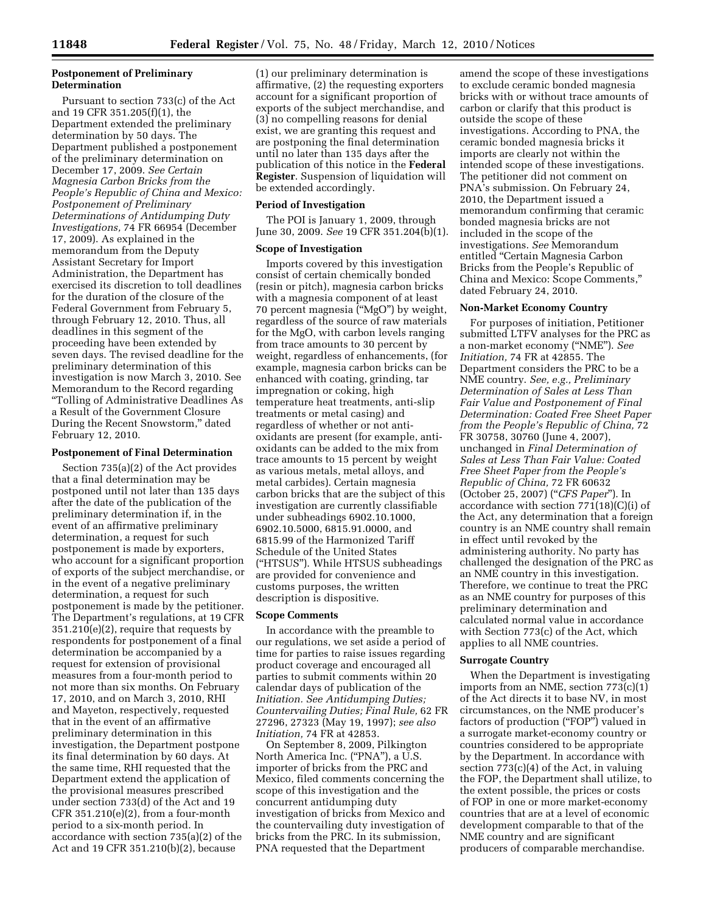### Postponement of Preliminary Determination

Pursuant to section 733(c) of the Act and 19 CFR 351.205(f)(1), the Department extended the preliminary determination by 50 days. The Department published a postponement of the preliminary determination on December 17, 2009. *See Certain Magnesia Carbon Bricks from the People's Republic of China and Mexico: Postponement of Preliminary Determinations of Antidumping Duty Investigations,* 74 FR 66954 (December 17, 2009). As explained in the memorandum from the Deputy Assistant Secretary for Import Administration, the Department has exercised its discretion to toll deadlines for the duration of the closure of the Federal Government from February 5, through February 12, 2010. Thus, all deadlines in this segment of the proceeding have been extended by seven days. The revised deadline for the preliminary determination of this investigation is now March 3, 2010. See Memorandum to the Record regarding "Tolling of Administrative Deadlines As a Result of the Government Closure During the Recent Snowstorm," dated February 12, 2010.

### Postponement of Final Determination

Section 735(a)(2) of the Act provides that a final determination may be postponed until not later than 135 days after the date of the publication of the preliminary determination if, in the event of an affirmative preliminary determination, a request for such postponement is made by exporters, who account for a significant proportion of exports of the subject merchandise, or in the event of a negative preliminary determination, a request for such postponement is made by the petitioner. The Department's regulations, at 19 CFR 351.210(e)(2), require that requests by respondents for postponement of a final determination be accompanied by a request for extension of provisional measures from a four-month period to not more than six months. On February 17, 2010, and on March 3, 2010, RHI and Mayeton, respectively, requested that in the event of an affirmative preliminary determination in this investigation, the Department postpone its final determination by 60 days. At the same time, RHI requested that the Department extend the application of the provisional measures prescribed under section 733(d) of the Act and 19 CFR 351.210(e)(2), from a four-month period to a six-month period. In accordance with section 735(a)(2) of the Act and 19 CFR 351.210(b)(2), because (1) our preliminary determination is affirmative, (2) the requesting exporters account for a significant proportion of exports of the subject merchandise, and (3) no compelling reasons for denial exist, we are granting this request and are postponing the final determination until no later than 135 days after the publication of this notice in the **Federal Register**. Suspension of liquidation will be extended accordingly.

### Period of Investigation

The POI is January 1, 2009, through June 30, 2009. *See* 19 CFR 351.204(b)(1).

### Scope of Investigation

Imports covered by this investigation consist of certain chemically bonded (resin or pitch), magnesia carbon bricks with a magnesia component of at least 70 percent magnesia ("MgO") by weight, regardless of the source of raw materials for the MgO, with carbon levels ranging from trace amounts to 30 percent by weight, regardless of enhancements, (for example, magnesia carbon bricks can be enhanced with coating, grinding, tar impregnation or coking, high temperature heat treatments, anti-slip treatments or metal casing) and regardless of whether or not anti-oxidants are present (for example, anti-oxidants can be added to the mix from trace amounts to 15 percent by weight as various metals, metal alloys, and metal carbides). Certain magnesia carbon bricks that are the subject of this investigation are currently classifiable under subheadings 6902.10.1000, 6902.10.5000, 6815.91.0000, and 6815.99 of the Harmonized Tariff Schedule of the United States ("HTSUS"). While HTSUS subheadings are provided for convenience and customs purposes, the written description is dispositive.

### Scope Comments

In accordance with the preamble to our regulations, we set aside a period of time for parties to raise issues regarding product coverage and encouraged all parties to submit comments within 20 calendar days of publication of the *Initiation. See Antidumping Duties; Countervailing Duties; Final Rule,* 62 FR 27296, 27323 (May 19, 1997); *see also Initiation,* 74 FR at 42853.

On September 8, 2009, Pilkington North America Inc. ("PNA"), a U.S. importer of bricks from the PRC and Mexico, filed comments concerning the scope of this investigation and the concurrent antidumping duty investigation of bricks from Mexico and the countervailing duty investigation of bricks from the PRC. In its submission, PNA requested that the Department amend the scope of these investigations to exclude ceramic bonded magnesia bricks with or without trace amounts of carbon or clarify that this product is outside the scope of these investigations. According to PNA, the ceramic bonded magnesia bricks it imports are clearly not within the intended scope of these investigations. The petitioner did not comment on PNA's submission. On February 24, 2010, the Department issued a memorandum confirming that ceramic bonded magnesia bricks are not included in the scope of the investigations. *See* Memorandum entitled "Certain Magnesia Carbon Bricks from the People's Republic of China and Mexico: Scope Comments," dated February 24, 2010.

### Non-Market Economy Country

For purposes of initiation, Petitioner submitted LTFV analyses for the PRC as a non-market economy ("NME"). *See Initiation,* 74 FR at 42855. The Department considers the PRC to be a NME country. *See, e.g., Preliminary Determination of Sales at Less Than Fair Value and Postponement of Final Determination: Coated Free Sheet Paper from the People's Republic of China,* 72 FR 30758, 30760 (June 4, 2007), unchanged in *Final Determination of Sales at Less Than Fair Value: Coated Free Sheet Paper from the People's Republic of China,* 72 FR 60632 (October 25, 2007) ("*CFS Paper*"). In accordance with section 771(18)(C)(i) of the Act, any determination that a foreign country is an NME country shall remain in effect until revoked by the administering authority. No party has challenged the designation of the PRC as an NME country in this investigation. Therefore, we continue to treat the PRC as an NME country for purposes of this preliminary determination and calculated normal value in accordance with Section 773(c) of the Act, which applies to all NME countries.

### Surrogate Country

When the Department is investigating imports from an NME, section 773(c)(1) of the Act directs it to base NV, in most circumstances, on the NME producer's factors of production ("FOP") valued in a surrogate market-economy country or countries considered to be appropriate by the Department. In accordance with section 773(c)(4) of the Act, in valuing the FOP, the Department shall utilize, to the extent possible, the prices or costs of FOP in one or more market-economy countries that are at a level of economic development comparable to that of the NME country and are significant producers of comparable merchandise.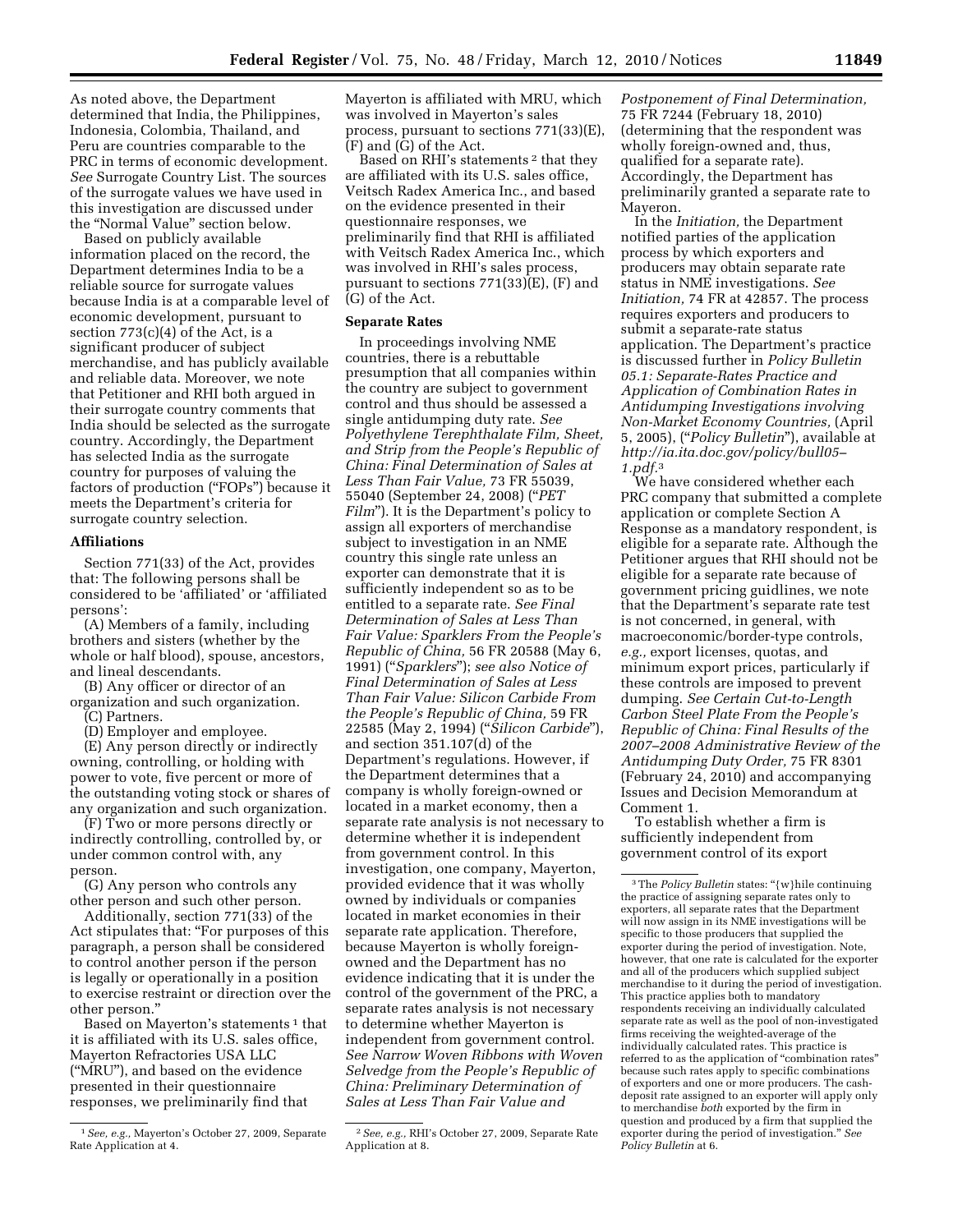As noted above, the Department determined that India, the Philippines, Indonesia, Colombia, Thailand, and Peru are countries comparable to the PRC in terms of economic development. *See* Surrogate Country List. The sources of the surrogate values we have used in this investigation are discussed under the "Normal Value" section below.

Based on publicly available information placed on the record, the Department determines India to be a reliable source for surrogate values because India is at a comparable level of economic development, pursuant to section 773(c)(4) of the Act, is a significant producer of subject merchandise, and has publicly available and reliable data. Moreover, we note that Petitioner and RHI both argued in their surrogate country comments that India should be selected as the surrogate country. Accordingly, the Department has selected India as the surrogate country for purposes of valuing the factors of production ("FOPs") because it meets the Department's criteria for surrogate country selection.

### Affiliations

Section 771(33) of the Act, provides that: The following persons shall be considered to be 'affiliated' or 'affiliated persons':

(A) Members of a family, including brothers and sisters (whether by the whole or half blood), spouse, ancestors, and lineal descendants.

(B) Any officer or director of an organization and such organization.

(C) Partners.

(D) Employer and employee.

(E) Any person directly or indirectly owning, controlling, or holding with power to vote, five percent or more of the outstanding voting stock or shares of any organization and such organization.

(F) Two or more persons directly or indirectly controlling, controlled by, or under common control with, any person.

(G) Any person who controls any other person and such other person.

Additionally, section 771(33) of the Act stipulates that: "For purposes of this paragraph, a person shall be considered to control another person if the person is legally or operationally in a position to exercise restraint or direction over the other person."

Based on Mayerton's statements [1] that it is affiliated with its U.S. sales office, Mayerton Refractories USA LLC ("MRU"), and based on the evidence presented in their questionnaire responses, we preliminarily find that Mayerton is affiliated with MRU, which was involved in Mayerton's sales process, pursuant to sections 771(33)(E), (F) and (G) of the Act.

Based on RHI's statements [2] that they are affiliated with its U.S. sales office, Veitsch Radex America Inc., and based on the evidence presented in their questionnaire responses, we preliminarily find that RHI is affiliated with Veitsch Radex America Inc., which was involved in RHI's sales process, pursuant to sections 771(33)(E), (F) and (G) of the Act.

### Separate Rates

In proceedings involving NME countries, there is a rebuttable presumption that all companies within the country are subject to government control and thus should be assessed a single antidumping duty rate. *See Polyethylene Terephthalate Film, Sheet, and Strip from the People's Republic of China: Final Determination of Sales at Less Than Fair Value,* 73 FR 55039, 55040 (September 24, 2008) ("*PET Film*"). It is the Department's policy to assign all exporters of merchandise subject to investigation in an NME country this single rate unless an exporter can demonstrate that it is sufficiently independent so as to be entitled to a separate rate. *See Final Determination of Sales at Less Than Fair Value: Sparklers From the People's Republic of China,* 56 FR 20588 (May 6, 1991) ("*Sparklers*"); *see also Notice of Final Determination of Sales at Less Than Fair Value: Silicon Carbide From the People's Republic of China,* 59 FR 22585 (May 2, 1994) ("*Silicon Carbide*"), and section 351.107(d) of the Department's regulations. However, if the Department determines that a company is wholly foreign-owned or located in a market economy, then a separate rate analysis is not necessary to determine whether it is independent from government control. In this investigation, one company, Mayerton, provided evidence that it was wholly owned by individuals or companies located in market economies in their separate rate application. Therefore, because Mayerton is wholly foreign-owned and the Department has no evidence indicating that it is under the control of the government of the PRC, a separate rates analysis is not necessary to determine whether Mayerton is independent from government control. *See Narrow Woven Ribbons with Woven Selvedge from the People's Republic of China: Preliminary Determination of Sales at Less Than Fair Value and Postponement of Final Determination,* 75 FR 7244 (February 18, 2010) (determining that the respondent was wholly foreign-owned and, thus, qualified for a separate rate). Accordingly, the Department has preliminarily granted a separate rate to Mayeron.

In the *Initiation,* the Department notified parties of the application process by which exporters and producers may obtain separate rate status in NME investigations. *See Initiation,* 74 FR at 42857. The process requires exporters and producers to submit a separate-rate status application. The Department's practice is discussed further in *Policy Bulletin 05.1: Separate-Rates Practice and Application of Combination Rates in Antidumping Investigations involving Non-Market Economy Countries,* (April 5, 2005), ("*Policy Bulletin*"), available at *http://ia.ita.doc.gov/policy/bull05–1.pdf.*[3]

We have considered whether each PRC company that submitted a complete application or complete Section A Response as a mandatory respondent, is eligible for a separate rate. Although the Petitioner argues that RHI should not be eligible for a separate rate because of government pricing guidlines, we note that the Department's separate rate test is not concerned, in general, with macroeconomic/border-type controls, *e.g.,* export licenses, quotas, and minimum export prices, particularly if these controls are imposed to prevent dumping. *See Certain Cut-to-Length Carbon Steel Plate From the People's Republic of China: Final Results of the 2007–2008 Administrative Review of the Antidumping Duty Order,* 75 FR 8301 (February 24, 2010) and accompanying Issues and Decision Memorandum at Comment 1.

To establish whether a firm is sufficiently independent from government control of its export

---

[1] *See, e.g.,* Mayerton's October 27, 2009, Separate Rate Application at 4.

[2] *See, e.g.,* RHI's October 27, 2009, Separate Rate Application at 8.

[3] The *Policy Bulletin* states: "{w}hile continuing the practice of assigning separate rates only to exporters, all separate rates that the Department will now assign in its NME investigations will be specific to those producers that supplied the exporter during the period of investigation. Note, however, that one rate is calculated for the exporter and all of the producers which supplied subject merchandise to it during the period of investigation. This practice applies both to mandatory respondents receiving an individually calculated separate rate as well as the pool of non-investigated firms receiving the weighted-average of the individually calculated rates. This practice is referred to as the application of "combination rates" because such rates apply to specific combinations of exporters and one or more producers. The cash-deposit rate assigned to an exporter will apply only to merchandise *both* exported by the firm in question and produced by a firm that supplied the exporter during the period of investigation." *See Policy Bulletin* at 6.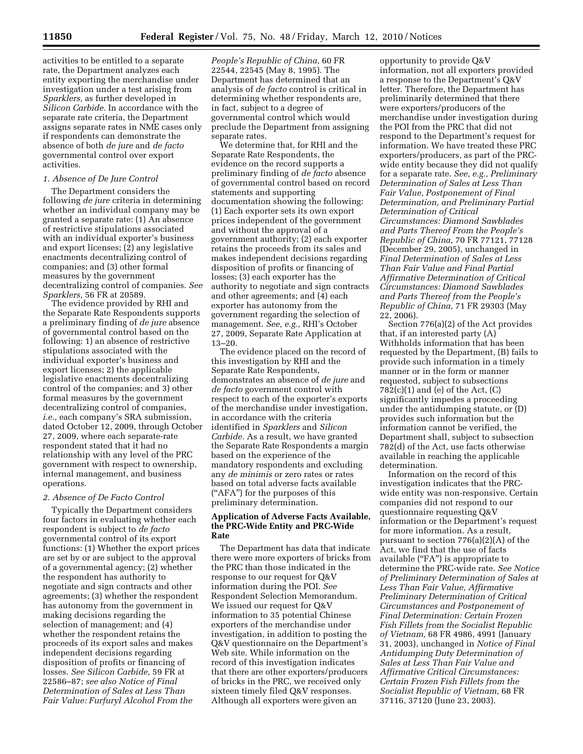activities to be entitled to a separate rate, the Department analyzes each entity exporting the merchandise under investigation under a test arising from *Sparklers,* as further developed in *Silicon Carbide.* In accordance with the separate rate criteria, the Department assigns separate rates in NME cases only if respondents can demonstrate the absence of both *de jure* and *de facto* governmental control over export activities.

*1. Absence of De Jure Control*

The Department considers the following *de jure* criteria in determining whether an individual company may be granted a separate rate: (1) An absence of restrictive stipulations associated with an individual exporter's business and export licenses; (2) any legislative enactments decentralizing control of companies; and (3) other formal measures by the government decentralizing control of companies. *See Sparklers,* 56 FR at 20589.

The evidence provided by RHI and the Separate Rate Respondents supports a preliminary finding of *de jure* absence of governmental control based on the following: 1) an absence of restrictive stipulations associated with the individual exporter's business and export licenses; 2) the applicable legislative enactments decentralizing control of the companies; and 3) other formal measures by the government decentralizing control of companies, *i.e.,* each company's SRA submission, dated October 12, 2009, through October 27, 2009, where each separate-rate respondent stated that it had no relationship with any level of the PRC government with respect to ownership, internal management, and business operations.

*2. Absence of De Facto Control*

Typically the Department considers four factors in evaluating whether each respondent is subject to *de facto* governmental control of its export functions: (1) Whether the export prices are set by or are subject to the approval of a governmental agency; (2) whether the respondent has authority to negotiate and sign contracts and other agreements; (3) whether the respondent has autonomy from the government in making decisions regarding the selection of management; and (4) whether the respondent retains the proceeds of its export sales and makes independent decisions regarding disposition of profits or financing of losses. *See Silicon Carbide,* 59 FR at 22586–87; *see also Notice of Final Determination of Sales at Less Than Fair Value: Furfuryl Alcohol From the People's Republic of China,* 60 FR 22544, 22545 (May 8, 1995). The Department has determined that an analysis of *de facto* control is critical in determining whether respondents are, in fact, subject to a degree of governmental control which would preclude the Department from assigning separate rates.

We determine that, for RHI and the Separate Rate Respondents, the evidence on the record supports a preliminary finding of *de facto* absence of governmental control based on record statements and supporting documentation showing the following: (1) Each exporter sets its own export prices independent of the government and without the approval of a government authority; (2) each exporter retains the proceeds from its sales and makes independent decisions regarding disposition of profits or financing of losses; (3) each exporter has the authority to negotiate and sign contracts and other agreements; and (4) each exporter has autonomy from the government regarding the selection of management. *See, e.g.,* RHI's October 27, 2009, Separate Rate Application at 13–20.

The evidence placed on the record of this investigation by RHI and the Separate Rate Respondents, demonstrates an absence of *de jure* and *de facto* government control with respect to each of the exporter's exports of the merchandise under investigation, in accordance with the criteria identified in *Sparklers* and *Silicon Carbide.* As a result, we have granted the Separate Rate Respondents a margin based on the experience of the mandatory respondents and excluding any *de minimis* or zero rates or rates based on total adverse facts available ("AFA") for the purposes of this preliminary determination.

**Application of Adverse Facts Available, the PRC-Wide Entity and PRC-Wide Rate**

The Department has data that indicate there were more exporters of bricks from the PRC than those indicated in the response to our request for Q&V information during the POI. *See* Respondent Selection Memorandum. We issued our request for Q&V information to 35 potential Chinese exporters of the merchandise under investigation, in addition to posting the Q&V questionnaire on the Department's Web site. While information on the record of this investigation indicates that there are other exporters/producers of bricks in the PRC, we received only sixteen timely filed Q&V responses. Although all exporters were given an opportunity to provide Q&V information, not all exporters provided a response to the Department's Q&V letter. Therefore, the Department has preliminarily determined that there were exporters/producers of the merchandise under investigation during the POI from the PRC that did not respond to the Department's request for information. We have treated these PRC exporters/producers, as part of the PRC-wide entity because they did not qualify for a separate rate. *See, e.g., Preliminary Determination of Sales at Less Than Fair Value, Postponement of Final Determination, and Preliminary Partial Determination of Critical Circumstances: Diamond Sawblades and Parts Thereof From the People's Republic of China,* 70 FR 77121, 77128 (December 29, 2005), unchanged in *Final Determination of Sales at Less Than Fair Value and Final Partial Affirmative Determination of Critical Circumstances: Diamond Sawblades and Parts Thereof from the People's Republic of China,* 71 FR 29303 (May 22, 2006).

Section 776(a)(2) of the Act provides that, if an interested party (A) Withholds information that has been requested by the Department, (B) fails to provide such information in a timely manner or in the form or manner requested, subject to subsections 782(c)(1) and (e) of the Act, (C) significantly impedes a proceeding under the antidumping statute, or (D) provides such information but the information cannot be verified, the Department shall, subject to subsection 782(d) of the Act, use facts otherwise available in reaching the applicable determination.

Information on the record of this investigation indicates that the PRC-wide entity was non-responsive. Certain companies did not respond to our questionnaire requesting Q&V information or the Department's request for more information. As a result, pursuant to section 776(a)(2)(A) of the Act, we find that the use of facts available ("FA") is appropriate to determine the PRC-wide rate. *See Notice of Preliminary Determination of Sales at Less Than Fair Value, Affirmative Preliminary Determination of Critical Circumstances and Postponement of Final Determination: Certain Frozen Fish Fillets from the Socialist Republic of Vietnam,* 68 FR 4986, 4991 (January 31, 2003), unchanged in *Notice of Final Antidumping Duty Determination of Sales at Less Than Fair Value and Affirmative Critical Circumstances: Certain Frozen Fish Fillets from the Socialist Republic of Vietnam,* 68 FR 37116, 37120 (June 23, 2003).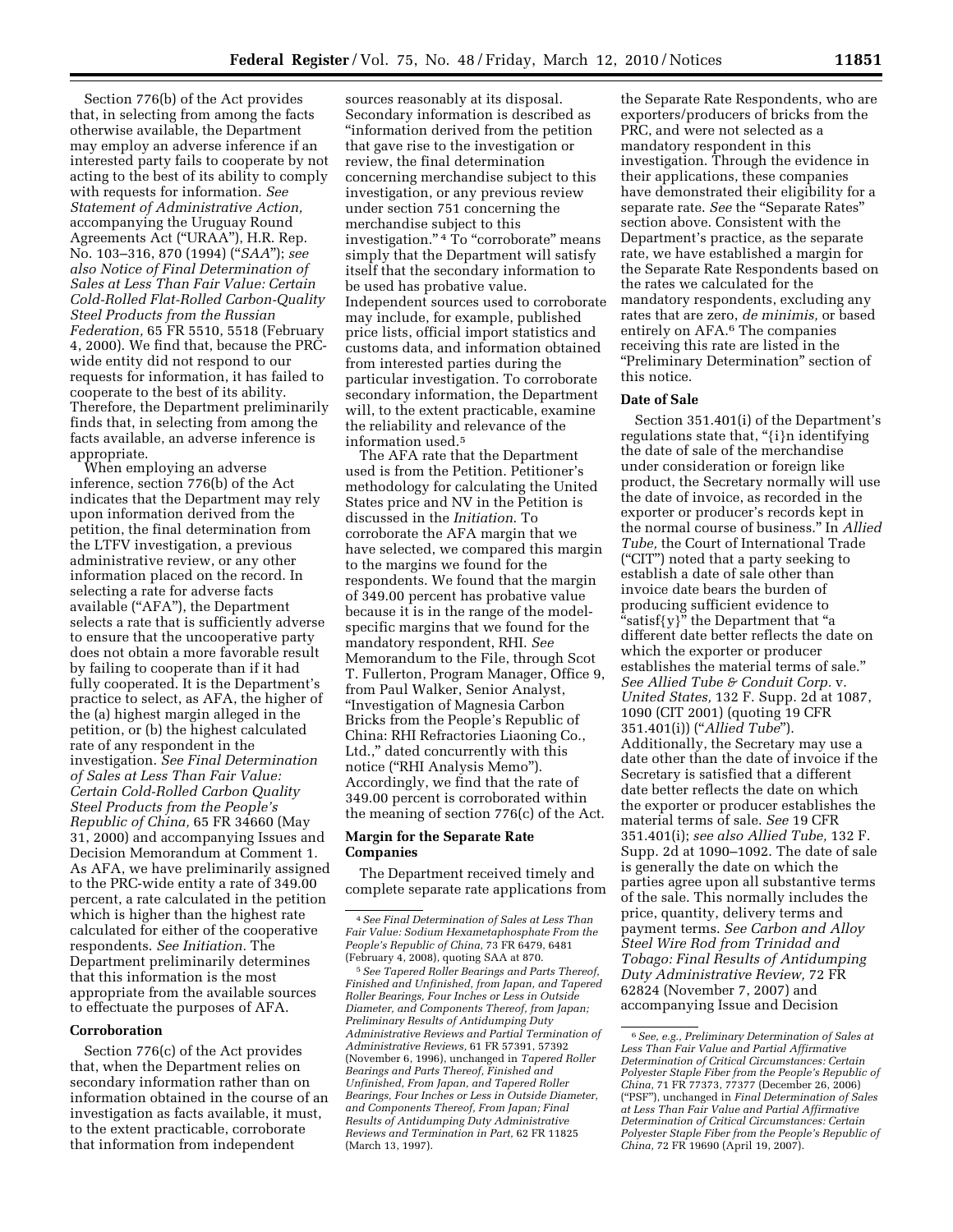Section 776(b) of the Act provides that, in selecting from among the facts otherwise available, the Department may employ an adverse inference if an interested party fails to cooperate by not acting to the best of its ability to comply with requests for information. *See Statement of Administrative Action,* accompanying the Uruguay Round Agreements Act ("URAA"), H.R. Rep. No. 103–316, 870 (1994) ("*SAA*"); *see also Notice of Final Determination of Sales at Less Than Fair Value: Certain Cold-Rolled Flat-Rolled Carbon-Quality Steel Products from the Russian Federation,* 65 FR 5510, 5518 (February 4, 2000). We find that, because the PRC-wide entity did not respond to our requests for information, it has failed to cooperate to the best of its ability. Therefore, the Department preliminarily finds that, in selecting from among the facts available, an adverse inference is appropriate.

When employing an adverse inference, section 776(b) of the Act indicates that the Department may rely upon information derived from the petition, the final determination from the LTFV investigation, a previous administrative review, or any other information placed on the record. In selecting a rate for adverse facts available ("AFA"), the Department selects a rate that is sufficiently adverse to ensure that the uncooperative party does not obtain a more favorable result by failing to cooperate than if it had fully cooperated. It is the Department's practice to select, as AFA, the higher of the (a) highest margin alleged in the petition, or (b) the highest calculated rate of any respondent in the investigation. *See Final Determination of Sales at Less Than Fair Value: Certain Cold-Rolled Carbon Quality Steel Products from the People's Republic of China,* 65 FR 34660 (May 31, 2000) and accompanying Issues and Decision Memorandum at Comment 1. As AFA, we have preliminarily assigned to the PRC-wide entity a rate of 349.00 percent, a rate calculated in the petition which is higher than the highest rate calculated for either of the cooperative respondents. *See Initiation.* The Department preliminarily determines that this information is the most appropriate from the available sources to effectuate the purposes of AFA.

**Corroboration**

Section 776(c) of the Act provides that, when the Department relies on secondary information rather than on information obtained in the course of an investigation as facts available, it must, to the extent practicable, corroborate that information from independent sources reasonably at its disposal. Secondary information is described as "information derived from the petition that gave rise to the investigation or review, the final determination concerning merchandise subject to this investigation, or any previous review under section 751 concerning the merchandise subject to this investigation."[4] To "corroborate" means simply that the Department will satisfy itself that the secondary information to be used has probative value. Independent sources used to corroborate may include, for example, published price lists, official import statistics and customs data, and information obtained from interested parties during the particular investigation. To corroborate secondary information, the Department will, to the extent practicable, examine the reliability and relevance of the information used.[5]

The AFA rate that the Department used is from the Petition. Petitioner's methodology for calculating the United States price and NV in the Petition is discussed in the *Initiation.* To corroborate the AFA margin that we have selected, we compared this margin to the margins we found for the respondents. We found that the margin of 349.00 percent has probative value because it is in the range of the model-specific margins that we found for the mandatory respondent, RHI. *See* Memorandum to the File, through Scot T. Fullerton, Program Manager, Office 9, from Paul Walker, Senior Analyst, "Investigation of Magnesia Carbon Bricks from the People's Republic of China: RHI Refractories Liaoning Co., Ltd.," dated concurrently with this notice ("RHI Analysis Memo"). Accordingly, we find that the rate of 349.00 percent is corroborated within the meaning of section 776(c) of the Act.

**Margin for the Separate Rate Companies**

The Department received timely and complete separate rate applications from the Separate Rate Respondents, who are exporters/producers of bricks from the PRC, and were not selected as a mandatory respondent in this investigation. Through the evidence in their applications, these companies have demonstrated their eligibility for a separate rate. *See* the "Separate Rates" section above. Consistent with the Department's practice, as the separate rate, we have established a margin for the Separate Rate Respondents based on the rates we calculated for the mandatory respondents, excluding any rates that are zero, *de minimis,* or based entirely on AFA.[6] The companies receiving this rate are listed in the "Preliminary Determination" section of this notice.

**Date of Sale**

Section 351.401(i) of the Department's regulations state that, "{i}n identifying the date of sale of the merchandise under consideration or foreign like product, the Secretary normally will use the date of invoice, as recorded in the exporter or producer's records kept in the normal course of business." In *Allied Tube,* the Court of International Trade ("CIT") noted that a party seeking to establish a date of sale other than invoice date bears the burden of producing sufficient evidence to "satisf{y}" the Department that "a different date better reflects the date on which the exporter or producer establishes the material terms of sale." *See Allied Tube & Conduit Corp.* v. *United States,* 132 F. Supp. 2d at 1087, 1090 (CIT 2001) (quoting 19 CFR 351.401(i)) ("*Allied Tube*"). Additionally, the Secretary may use a date other than the date of invoice if the Secretary is satisfied that a different date better reflects the date on which the exporter or producer establishes the material terms of sale. *See* 19 CFR 351.401(i); *see also Allied Tube,* 132 F. Supp. 2d at 1090–1092. The date of sale is generally the date on which the parties agree upon all substantive terms of the sale. This normally includes the price, quantity, delivery terms and payment terms. *See Carbon and Alloy Steel Wire Rod from Trinidad and Tobago: Final Results of Antidumping Duty Administrative Review,* 72 FR 62824 (November 7, 2007) and accompanying Issue and Decision

---

[4] *See Final Determination of Sales at Less Than Fair Value: Sodium Hexametaphosphate From the People's Republic of China,* 73 FR 6479, 6481 (February 4, 2008), quoting SAA at 870.

[5] *See Tapered Roller Bearings and Parts Thereof, Finished and Unfinished, from Japan, and Tapered Roller Bearings, Four Inches or Less in Outside Diameter, and Components Thereof, from Japan; Preliminary Results of Antidumping Duty Administrative Reviews and Partial Termination of Administrative Reviews,* 61 FR 57391, 57392 (November 6, 1996), unchanged in *Tapered Roller Bearings and Parts Thereof, Finished and Unfinished, From Japan, and Tapered Roller Bearings, Four Inches or Less in Outside Diameter, and Components Thereof, From Japan; Final Results of Antidumping Duty Administrative Reviews and Termination in Part,* 62 FR 11825 (March 13, 1997).

[6] *See, e.g., Preliminary Determination of Sales at Less Than Fair Value and Partial Affirmative Determination of Critical Circumstances: Certain Polyester Staple Fiber from the People's Republic of China,* 71 FR 77373, 77377 (December 26, 2006) ("PSF"), unchanged in *Final Determination of Sales at Less Than Fair Value and Partial Affirmative Determination of Critical Circumstances: Certain Polyester Staple Fiber from the People's Republic of China,* 72 FR 19690 (April 19, 2007).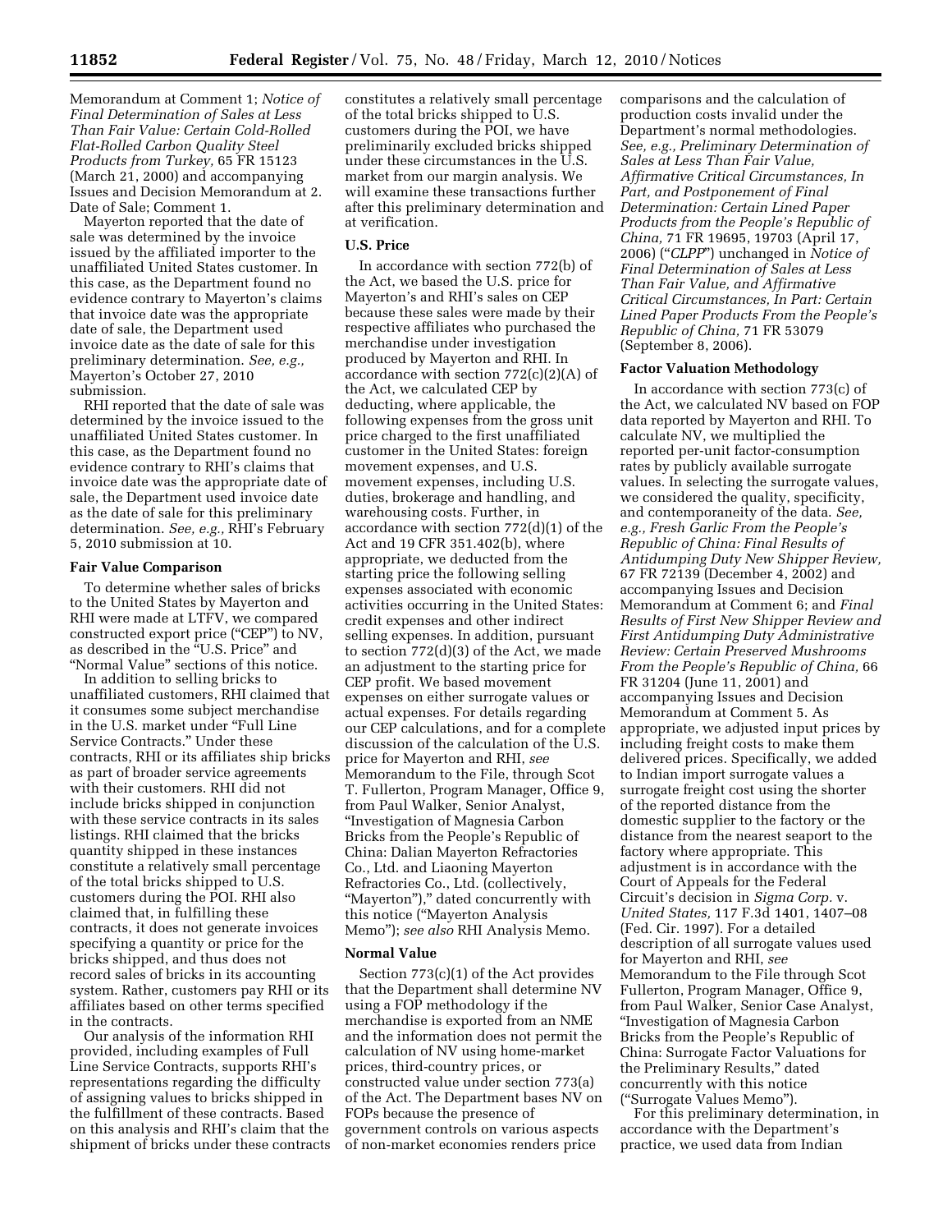Memorandum at Comment 1; *Notice of Final Determination of Sales at Less Than Fair Value: Certain Cold-Rolled Flat-Rolled Carbon Quality Steel Products from Turkey,* 65 FR 15123 (March 21, 2000) and accompanying Issues and Decision Memorandum at 2. Date of Sale; Comment 1.

Mayerton reported that the date of sale was determined by the invoice issued by the affiliated importer to the unaffiliated United States customer. In this case, as the Department found no evidence contrary to Mayerton's claims that invoice date was the appropriate date of sale, the Department used invoice date as the date of sale for this preliminary determination. *See, e.g.,* Mayerton's October 27, 2010 submission.

RHI reported that the date of sale was determined by the invoice issued to the unaffiliated United States customer. In this case, as the Department found no evidence contrary to RHI's claims that invoice date was the appropriate date of sale, the Department used invoice date as the date of sale for this preliminary determination. *See, e.g.,* RHI's February 5, 2010 submission at 10.

**Fair Value Comparison**

To determine whether sales of bricks to the United States by Mayerton and RHI were made at LTFV, we compared constructed export price ("CEP") to NV, as described in the "U.S. Price" and "Normal Value" sections of this notice.

In addition to selling bricks to unaffiliated customers, RHI claimed that it consumes some subject merchandise in the U.S. market under "Full Line Service Contracts." Under these contracts, RHI or its affiliates ship bricks as part of broader service agreements with their customers. RHI did not include bricks shipped in conjunction with these service contracts in its sales listings. RHI claimed that the bricks quantity shipped in these instances constitute a relatively small percentage of the total bricks shipped to U.S. customers during the POI. RHI also claimed that, in fulfilling these contracts, it does not generate invoices specifying a quantity or price for the bricks shipped, and thus does not record sales of bricks in its accounting system. Rather, customers pay RHI or its affiliates based on other terms specified in the contracts.

Our analysis of the information RHI provided, including examples of Full Line Service Contracts, supports RHI's representations regarding the difficulty of assigning values to bricks shipped in the fulfillment of these contracts. Based on this analysis and RHI's claim that the shipment of bricks under these contracts constitutes a relatively small percentage of the total bricks shipped to U.S. customers during the POI, we have preliminarily excluded bricks shipped under these circumstances in the U.S. market from our margin analysis. We will examine these transactions further after this preliminary determination and at verification.

**U.S. Price**

In accordance with section 772(b) of the Act, we based the U.S. price for Mayerton's and RHI's sales on CEP because these sales were made by their respective affiliates who purchased the merchandise under investigation produced by Mayerton and RHI. In accordance with section 772(c)(2)(A) of the Act, we calculated CEP by deducting, where applicable, the following expenses from the gross unit price charged to the first unaffiliated customer in the United States: foreign movement expenses, and U.S. movement expenses, including U.S. duties, brokerage and handling, and warehousing costs. Further, in accordance with section 772(d)(1) of the Act and 19 CFR 351.402(b), where appropriate, we deducted from the starting price the following selling expenses associated with economic activities occurring in the United States: credit expenses and other indirect selling expenses. In addition, pursuant to section 772(d)(3) of the Act, we made an adjustment to the starting price for CEP profit. We based movement expenses on either surrogate values or actual expenses. For details regarding our CEP calculations, and for a complete discussion of the calculation of the U.S. price for Mayerton and RHI, *see* Memorandum to the File, through Scot T. Fullerton, Program Manager, Office 9, from Paul Walker, Senior Analyst, "Investigation of Magnesia Carbon Bricks from the People's Republic of China: Dalian Mayerton Refractories Co., Ltd. and Liaoning Mayerton Refractories Co., Ltd. (collectively, "Mayerton")," dated concurrently with this notice ("Mayerton Analysis Memo"); *see also* RHI Analysis Memo.

**Normal Value**

Section 773(c)(1) of the Act provides that the Department shall determine NV using a FOP methodology if the merchandise is exported from an NME and the information does not permit the calculation of NV using home-market prices, third-country prices, or constructed value under section 773(a) of the Act. The Department bases NV on FOPs because the presence of government controls on various aspects of non-market economies renders price comparisons and the calculation of production costs invalid under the Department's normal methodologies. *See, e.g., Preliminary Determination of Sales at Less Than Fair Value, Affirmative Critical Circumstances, In Part, and Postponement of Final Determination: Certain Lined Paper Products from the People's Republic of China,* 71 FR 19695, 19703 (April 17, 2006) ("*CLPP*") unchanged in *Notice of Final Determination of Sales at Less Than Fair Value, and Affirmative Critical Circumstances, In Part: Certain Lined Paper Products From the People's Republic of China,* 71 FR 53079 (September 8, 2006).

**Factor Valuation Methodology**

In accordance with section 773(c) of the Act, we calculated NV based on FOP data reported by Mayerton and RHI. To calculate NV, we multiplied the reported per-unit factor-consumption rates by publicly available surrogate values. In selecting the surrogate values, we considered the quality, specificity, and contemporaneity of the data. *See, e.g., Fresh Garlic From the People's Republic of China: Final Results of Antidumping Duty New Shipper Review,* 67 FR 72139 (December 4, 2002) and accompanying Issues and Decision Memorandum at Comment 6; and *Final Results of First New Shipper Review and First Antidumping Duty Administrative Review: Certain Preserved Mushrooms From the People's Republic of China,* 66 FR 31204 (June 11, 2001) and accompanying Issues and Decision Memorandum at Comment 5. As appropriate, we adjusted input prices by including freight costs to make them delivered prices. Specifically, we added to Indian import surrogate values a surrogate freight cost using the shorter of the reported distance from the domestic supplier to the factory or the distance from the nearest seaport to the factory where appropriate. This adjustment is in accordance with the Court of Appeals for the Federal Circuit's decision in *Sigma Corp.* v. *United States,* 117 F.3d 1401, 1407–08 (Fed. Cir. 1997). For a detailed description of all surrogate values used for Mayerton and RHI, *see* Memorandum to the File through Scot Fullerton, Program Manager, Office 9, from Paul Walker, Senior Case Analyst, "Investigation of Magnesia Carbon Bricks from the People's Republic of China: Surrogate Factor Valuations for the Preliminary Results," dated concurrently with this notice ("Surrogate Values Memo").

For this preliminary determination, in accordance with the Department's practice, we used data from Indian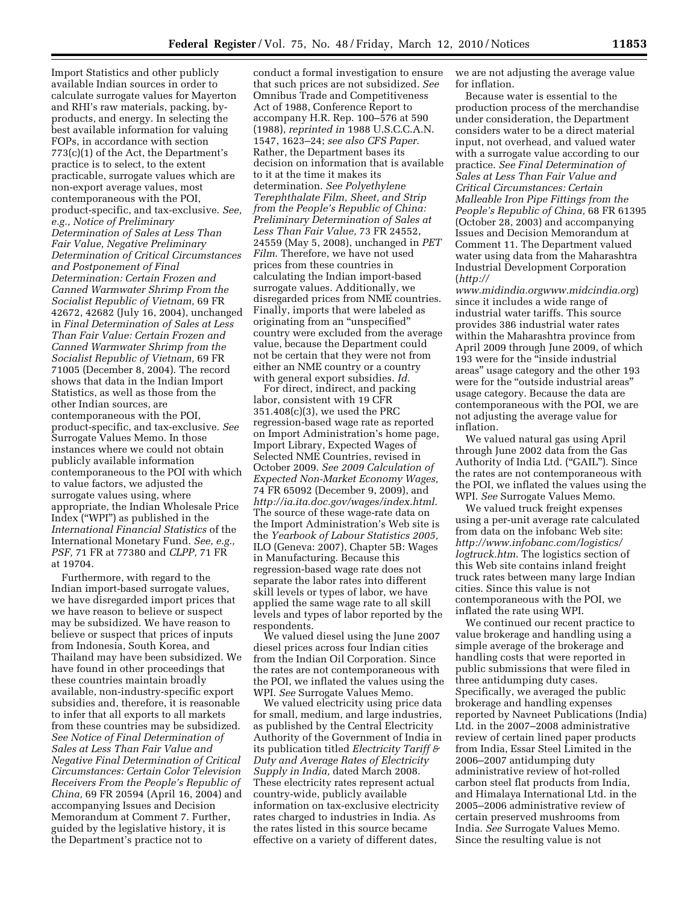Import Statistics and other publicly available Indian sources in order to calculate surrogate values for Mayerton and RHI's raw materials, packing, by-products, and energy. In selecting the best available information for valuing FOPs, in accordance with section 773(c)(1) of the Act, the Department's practice is to select, to the extent practicable, surrogate values which are non-export average values, most contemporaneous with the POI, product-specific, and tax-exclusive. *See, e.g., Notice of Preliminary Determination of Sales at Less Than Fair Value, Negative Preliminary Determination of Critical Circumstances and Postponement of Final Determination: Certain Frozen and Canned Warmwater Shrimp From the Socialist Republic of Vietnam,* 69 FR 42672, 42682 (July 16, 2004), unchanged in *Final Determination of Sales at Less Than Fair Value: Certain Frozen and Canned Warmwater Shrimp from the Socialist Republic of Vietnam,* 69 FR 71005 (December 8, 2004). The record shows that data in the Indian Import Statistics, as well as those from the other Indian sources, are contemporaneous with the POI, product-specific, and tax-exclusive. *See* Surrogate Values Memo. In those instances where we could not obtain publicly available information contemporaneous to the POI with which to value factors, we adjusted the surrogate values using, where appropriate, the Indian Wholesale Price Index ("WPI") as published in the *International Financial Statistics* of the International Monetary Fund. *See, e.g., PSF,* 71 FR at 77380 and *CLPP,* 71 FR at 19704.

Furthermore, with regard to the Indian import-based surrogate values, we have disregarded import prices that we have reason to believe or suspect may be subsidized. We have reason to believe or suspect that prices of inputs from Indonesia, South Korea, and Thailand may have been subsidized. We have found in other proceedings that these countries maintain broadly available, non-industry-specific export subsidies and, therefore, it is reasonable to infer that all exports to all markets from these countries may be subsidized. *See Notice of Final Determination of Sales at Less Than Fair Value and Negative Final Determination of Critical Circumstances: Certain Color Television Receivers From the People's Republic of China,* 69 FR 20594 (April 16, 2004) and accompanying Issues and Decision Memorandum at Comment 7. Further, guided by the legislative history, it is the Department's practice not to conduct a formal investigation to ensure that such prices are not subsidized. *See* Omnibus Trade and Competitiveness Act of 1988, Conference Report to accompany H.R. Rep. 100–576 at 590 (1988), *reprinted in* 1988 U.S.C.C.A.N. 1547, 1623–24; *see also CFS Paper*. Rather, the Department bases its decision on information that is available to it at the time it makes its determination. *See Polyethylene Terephthalate Film, Sheet, and Strip from the People's Republic of China: Preliminary Determination of Sales at Less Than Fair Value,* 73 FR 24552, 24559 (May 5, 2008), unchanged in *PET Film*. Therefore, we have not used prices from these countries in calculating the Indian import-based surrogate values. Additionally, we disregarded prices from NME countries. Finally, imports that were labeled as originating from an "unspecified" country were excluded from the average value, because the Department could not be certain that they were not from either an NME country or a country with general export subsidies. *Id.*

For direct, indirect, and packing labor, consistent with 19 CFR 351.408(c)(3), we used the PRC regression-based wage rate as reported on Import Administration's home page, Import Library, Expected Wages of Selected NME Countries, revised in October 2009. *See 2009 Calculation of Expected Non-Market Economy Wages,* 74 FR 65092 (December 9, 2009), and *http://ia.ita.doc.gov/wages/index.html*. The source of these wage-rate data on the Import Administration's Web site is the *Yearbook of Labour Statistics 2005,* ILO (Geneva: 2007), Chapter 5B: Wages in Manufacturing. Because this regression-based wage rate does not separate the labor rates into different skill levels or types of labor, we have applied the same wage rate to all skill levels and types of labor reported by the respondents.

We valued diesel using the June 2007 diesel prices across four Indian cities from the Indian Oil Corporation. Since the rates are not contemporaneous with the POI, we inflated the values using the WPI. *See* Surrogate Values Memo.

We valued electricity using price data for small, medium, and large industries, as published by the Central Electricity Authority of the Government of India in its publication titled *Electricity Tariff & Duty and Average Rates of Electricity Supply in India,* dated March 2008. These electricity rates represent actual country-wide, publicly available information on tax-exclusive electricity rates charged to industries in India. As the rates listed in this source became effective on a variety of different dates, we are not adjusting the average value for inflation.

Because water is essential to the production process of the merchandise under consideration, the Department considers water to be a direct material input, not overhead, and valued water with a surrogate value according to our practice. *See Final Determination of Sales at Less Than Fair Value and Critical Circumstances: Certain Malleable Iron Pipe Fittings from the People's Republic of China,* 68 FR 61395 (October 28, 2003) and accompanying Issues and Decision Memorandum at Comment 11. The Department valued water using data from the Maharashtra Industrial Development Corporation (*http://www.midindia.orgwww.midcindia.org*) since it includes a wide range of industrial water tariffs. This source provides 386 industrial water rates within the Maharashtra province from April 2009 through June 2009, of which 193 were for the "inside industrial areas" usage category and the other 193 were for the "outside industrial areas" usage category. Because the data are contemporaneous with the POI, we are not adjusting the average value for inflation.

We valued natural gas using April through June 2002 data from the Gas Authority of India Ltd. ("GAIL"). Since the rates are not contemporaneous with the POI, we inflated the values using the WPI. *See* Surrogate Values Memo.

We valued truck freight expenses using a per-unit average rate calculated from data on the infobanc Web site: *http://www.infobanc.com/logistics/logtruck.htm*. The logistics section of this Web site contains inland freight truck rates between many large Indian cities. Since this value is not contemporaneous with the POI, we inflated the rate using WPI.

We continued our recent practice to value brokerage and handling using a simple average of the brokerage and handling costs that were reported in public submissions that were filed in three antidumping duty cases. Specifically, we averaged the public brokerage and handling expenses reported by Navneet Publications (India) Ltd. in the 2007–2008 administrative review of certain lined paper products from India, Essar Steel Limited in the 2006–2007 antidumping duty administrative review of hot-rolled carbon steel flat products from India, and Himalaya International Ltd. in the 2005–2006 administrative review of certain preserved mushrooms from India. *See* Surrogate Values Memo. Since the resulting value is not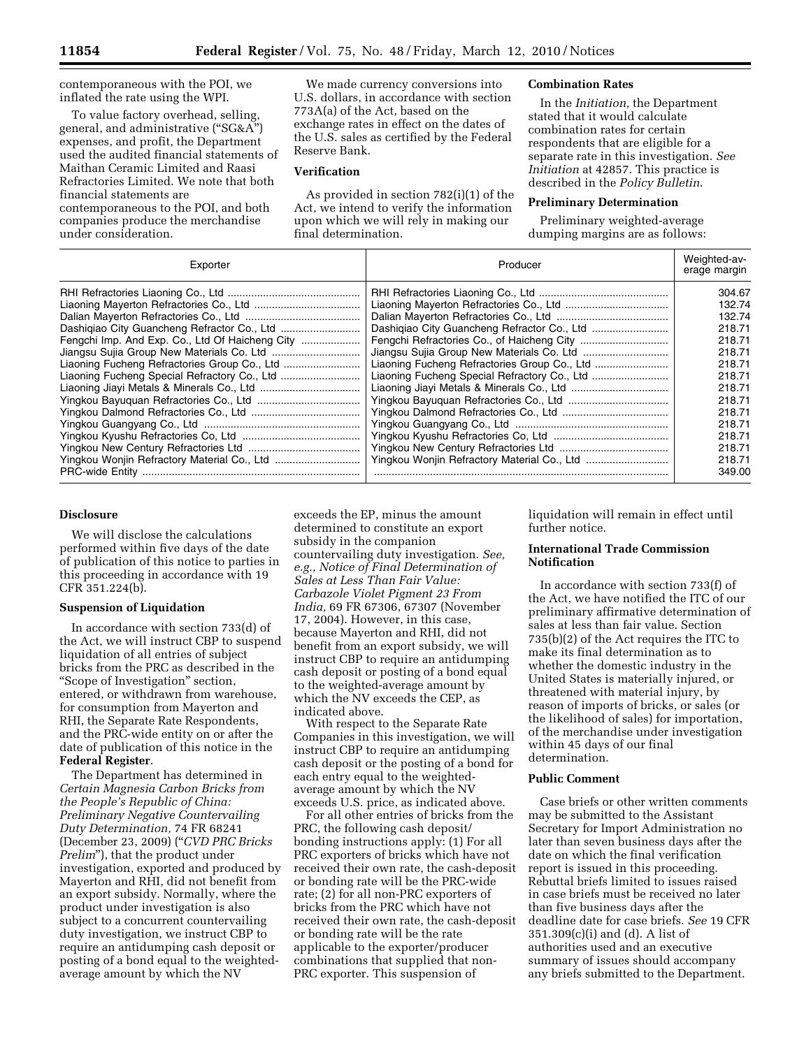contemporaneous with the POI, we inflated the rate using the WPI.

To value factory overhead, selling, general, and administrative ("SG&A") expenses, and profit, the Department used the audited financial statements of Maithan Ceramic Limited and Raasi Refractories Limited. We note that both financial statements are contemporaneous to the POI, and both companies produce the merchandise under consideration.

We made currency conversions into U.S. dollars, in accordance with section 773A(a) of the Act, based on the exchange rates in effect on the dates of the U.S. sales as certified by the Federal Reserve Bank.

**Verification**

As provided in section 782(i)(1) of the Act, we intend to verify the information upon which we will rely in making our final determination.

**Combination Rates**

In the *Initiation,* the Department stated that it would calculate combination rates for certain respondents that are eligible for a separate rate in this investigation. *See Initiation* at 42857. This practice is described in the *Policy Bulletin.*

**Preliminary Determination**

Preliminary weighted-average dumping margins are as follows:

| Exporter | Producer | Weighted-average margin |
|---|---|---|
| RHI Refractories Liaoning Co., Ltd | RHI Refractories Liaoning Co., Ltd | 304.67 |
| Liaoning Mayerton Refractories Co., Ltd | Liaoning Mayerton Refractories Co., Ltd | 132.74 |
| Dalian Mayerton Refractories Co., Ltd | Dalian Mayerton Refractories Co., Ltd | 132.74 |
| Dashiqiao City Guancheng Refractor Co., Ltd | Dashiqiao City Guancheng Refractor Co., Ltd | 218.71 |
| Fengchi Imp. And Exp. Co., Ltd Of Haicheng City | Fengchi Refractories Co., of Haicheng City | 218.71 |
| Jiangsu Sujia Group New Materials Co. Ltd | Jiangsu Sujia Group New Materials Co. Ltd | 218.71 |
| Liaoning Fucheng Refractories Group Co., Ltd | Liaoning Fucheng Refractories Group Co., Ltd | 218.71 |
| Liaoning Fucheng Special Refractory Co., Ltd | Liaoning Fucheng Special Refractory Co., Ltd | 218.71 |
| Liaoning Jiayi Metals & Minerals Co., Ltd | Liaoning Jiayi Metals & Minerals Co., Ltd | 218.71 |
| Yingkou Bayuquan Refractories Co., Ltd | Yingkou Bayuquan Refractories Co., Ltd | 218.71 |
| Yingkou Dalmond Refractories Co., Ltd | Yingkou Dalmond Refractories Co., Ltd | 218.71 |
| Yingkou Guangyang Co., Ltd | Yingkou Guangyang Co., Ltd | 218.71 |
| Yingkou Kyushu Refractories Co, Ltd | Yingkou Kyushu Refractories Co, Ltd | 218.71 |
| Yingkou New Century Refractories Ltd | Yingkou New Century Refractories Ltd | 218.71 |
| Yingkou Wonjin Refractory Material Co., Ltd | Yingkou Wonjin Refractory Material Co., Ltd | 218.71 |
| PRC-wide Entity | | 349.00 |

**Disclosure**

We will disclose the calculations performed within five days of the date of publication of this notice to parties in this proceeding in accordance with 19 CFR 351.224(b).

**Suspension of Liquidation**

In accordance with section 733(d) of the Act, we will instruct CBP to suspend liquidation of all entries of subject bricks from the PRC as described in the "Scope of Investigation" section, entered, or withdrawn from warehouse, for consumption from Mayerton and RHI, the Separate Rate Respondents, and the PRC-wide entity on or after the date of publication of this notice in the **Federal Register**.

The Department has determined in *Certain Magnesia Carbon Bricks from the People's Republic of China: Preliminary Negative Countervailing Duty Determination,* 74 FR 68241 (December 23, 2009) ("*CVD PRC Bricks Prelim*"), that the product under investigation, exported and produced by Mayerton and RHI, did not benefit from an export subsidy. Normally, where the product under investigation is also subject to a concurrent countervailing duty investigation, we instruct CBP to require an antidumping cash deposit or posting of a bond equal to the weighted-average amount by which the NV exceeds the EP, minus the amount determined to constitute an export subsidy in the companion countervailing duty investigation. *See, e.g., Notice of Final Determination of Sales at Less Than Fair Value: Carbazole Violet Pigment 23 From India,* 69 FR 67306, 67307 (November 17, 2004). However, in this case, because Mayerton and RHI, did not benefit from an export subsidy, we will instruct CBP to require an antidumping cash deposit or posting of a bond equal to the weighted-average amount by which the NV exceeds the CEP, as indicated above.

With respect to the Separate Rate Companies in this investigation, we will instruct CBP to require an antidumping cash deposit or the posting of a bond for each entry equal to the weighted-average amount by which the NV exceeds U.S. price, as indicated above.

For all other entries of bricks from the PRC, the following cash deposit/bonding instructions apply: (1) For all PRC exporters of bricks which have not received their own rate, the cash-deposit or bonding rate will be the PRC-wide rate; (2) for all non-PRC exporters of bricks from the PRC which have not received their own rate, the cash-deposit or bonding rate will be the rate applicable to the exporter/producer combinations that supplied that non-PRC exporter. This suspension of liquidation will remain in effect until further notice.

**International Trade Commission Notification**

In accordance with section 733(f) of the Act, we have notified the ITC of our preliminary affirmative determination of sales at less than fair value. Section 735(b)(2) of the Act requires the ITC to make its final determination as to whether the domestic industry in the United States is materially injured, or threatened with material injury, by reason of imports of bricks, or sales (or the likelihood of sales) for importation, of the merchandise under investigation within 45 days of our final determination.

**Public Comment**

Case briefs or other written comments may be submitted to the Assistant Secretary for Import Administration no later than seven business days after the date on which the final verification report is issued in this proceeding. Rebuttal briefs limited to issues raised in case briefs must be received no later than five business days after the deadline date for case briefs. *See* 19 CFR 351.309(c)(i) and (d). A list of authorities used and an executive summary of issues should accompany any briefs submitted to the Department.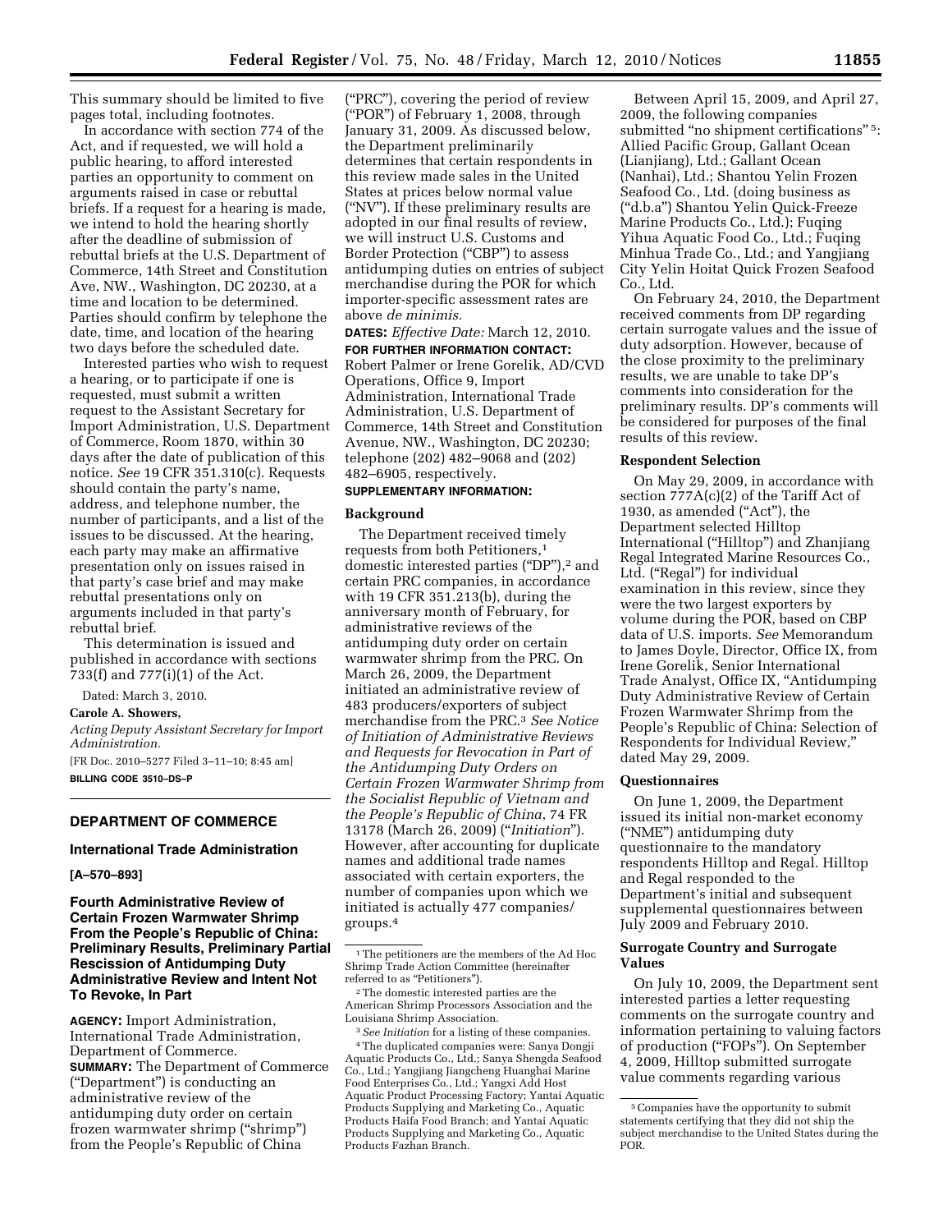This summary should be limited to five pages total, including footnotes.

In accordance with section 774 of the Act, and if requested, we will hold a public hearing, to afford interested parties an opportunity to comment on arguments raised in case or rebuttal briefs. If a request for a hearing is made, we intend to hold the hearing shortly after the deadline of submission of rebuttal briefs at the U.S. Department of Commerce, 14th Street and Constitution Ave, NW., Washington, DC 20230, at a time and location to be determined. Parties should confirm by telephone the date, time, and location of the hearing two days before the scheduled date.

Interested parties who wish to request a hearing, or to participate if one is requested, must submit a written request to the Assistant Secretary for Import Administration, U.S. Department of Commerce, Room 1870, within 30 days after the date of publication of this notice. *See* 19 CFR 351.310(c). Requests should contain the party's name, address, and telephone number, the number of participants, and a list of the issues to be discussed. At the hearing, each party may make an affirmative presentation only on issues raised in that party's case brief and may make rebuttal presentations only on arguments included in that party's rebuttal brief.

This determination is issued and published in accordance with sections 733(f) and 777(i)(1) of the Act.

Dated: March 3, 2010.

**Carole A. Showers,**

*Acting Deputy Assistant Secretary for Import Administration.*

[FR Doc. 2010–5277 Filed 3–11–10; 8:45 am]

**BILLING CODE 3510–DS–P**

## DEPARTMENT OF COMMERCE

### International Trade Administration

**[A–570–893]**

### Fourth Administrative Review of Certain Frozen Warmwater Shrimp From the People's Republic of China: Preliminary Results, Preliminary Partial Rescission of Antidumping Duty Administrative Review and Intent Not To Revoke, In Part

**AGENCY:** Import Administration, International Trade Administration, Department of Commerce.

**SUMMARY:** The Department of Commerce ("Department") is conducting an administrative review of the antidumping duty order on certain frozen warmwater shrimp ("shrimp") from the People's Republic of China ("PRC"), covering the period of review ("POR") of February 1, 2008, through January 31, 2009. As discussed below, the Department preliminarily determines that certain respondents in this review made sales in the United States at prices below normal value ("NV"). If these preliminary results are adopted in our final results of review, we will instruct U.S. Customs and Border Protection ("CBP") to assess antidumping duties on entries of subject merchandise during the POR for which importer-specific assessment rates are above *de minimis*.

**DATES:** *Effective Date:* March 12, 2010.

**FOR FURTHER INFORMATION CONTACT:** Robert Palmer or Irene Gorelik, AD/CVD Operations, Office 9, Import Administration, International Trade Administration, U.S. Department of Commerce, 14th Street and Constitution Avenue, NW., Washington, DC 20230; telephone (202) 482–9068 and (202) 482–6905, respectively.

**SUPPLEMENTARY INFORMATION:**

#### Background

The Department received timely requests from both Petitioners,[1] domestic interested parties ("DP"),[2] and certain PRC companies, in accordance with 19 CFR 351.213(b), during the anniversary month of February, for administrative reviews of the antidumping duty order on certain warmwater shrimp from the PRC. On March 26, 2009, the Department initiated an administrative review of 483 producers/exporters of subject merchandise from the PRC.[3] *See Notice of Initiation of Administrative Reviews and Requests for Revocation in Part of the Antidumping Duty Orders on Certain Frozen Warmwater Shrimp from the Socialist Republic of Vietnam and the People's Republic of China*, 74 FR 13178 (March 26, 2009) ("*Initiation*"). However, after accounting for duplicate names and additional trade names associated with certain exporters, the number of companies upon which we initiated is actually 477 companies/groups.[4]

[1] The petitioners are the members of the Ad Hoc Shrimp Trade Action Committee (hereinafter referred to as "Petitioners").

[2] The domestic interested parties are the American Shrimp Processors Association and the Louisiana Shrimp Association.

[3] *See Initiation* for a listing of these companies.

[4] The duplicated companies were: Sanya Dongji Aquatic Products Co., Ltd.; Sanya Shengda Seafood Co., Ltd.; Yangjiang Jiangcheng Huanghai Marine Food Enterprises Co., Ltd.; Yangxi Add Host Aquatic Product Processing Factory; Yantai Aquatic Products Supplying and Marketing Co., Aquatic Products Haifa Food Branch; and Yantai Aquatic Products Supplying and Marketing Co., Aquatic Products Fazhan Branch.

Between April 15, 2009, and April 27, 2009, the following companies submitted "no shipment certifications"[5]: Allied Pacific Group, Gallant Ocean (Lianjiang), Ltd.; Gallant Ocean (Nanhai), Ltd.; Shantou Yelin Frozen Seafood Co., Ltd. (doing business as ("d.b.a") Shantou Yelin Quick-Freeze Marine Products Co., Ltd.); Fuqing Yihua Aquatic Food Co., Ltd.; Fuqing Minhua Trade Co., Ltd.; and Yangjiang City Yelin Hoitat Quick Frozen Seafood Co., Ltd.

On February 24, 2010, the Department received comments from DP regarding certain surrogate values and the issue of duty adsorption. However, because of the close proximity to the preliminary results, we are unable to take DP's comments into consideration for the preliminary results. DP's comments will be considered for purposes of the final results of this review.

#### Respondent Selection

On May 29, 2009, in accordance with section 777A(c)(2) of the Tariff Act of 1930, as amended ("Act"), the Department selected Hilltop International ("Hilltop") and Zhanjiang Regal Integrated Marine Resources Co., Ltd. ("Regal") for individual examination in this review, since they were the two largest exporters by volume during the POR, based on CBP data of U.S. imports. *See* Memorandum to James Doyle, Director, Office IX, from Irene Gorelik, Senior International Trade Analyst, Office IX, "Antidumping Duty Administrative Review of Certain Frozen Warmwater Shrimp from the People's Republic of China: Selection of Respondents for Individual Review," dated May 29, 2009.

#### Questionnaires

On June 1, 2009, the Department issued its initial non-market economy ("NME") antidumping duty questionnaire to the mandatory respondents Hilltop and Regal. Hilltop and Regal responded to the Department's initial and subsequent supplemental questionnaires between July 2009 and February 2010.

#### Surrogate Country and Surrogate Values

On July 10, 2009, the Department sent interested parties a letter requesting comments on the surrogate country and information pertaining to valuing factors of production ("FOPs"). On September 4, 2009, Hilltop submitted surrogate value comments regarding various

[5] Companies have the opportunity to submit statements certifying that they did not ship the subject merchandise to the United States during the POR.